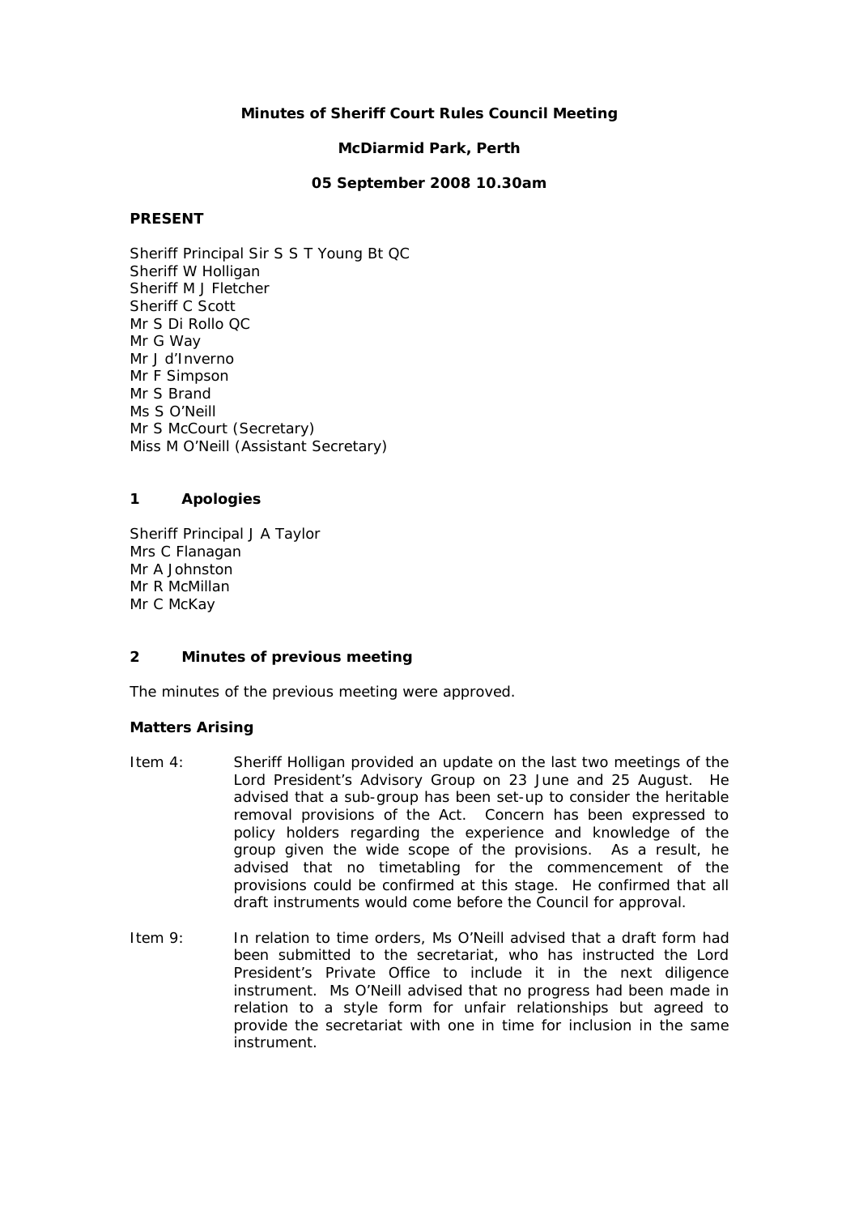**Minutes of Sheriff Court Rules Council Meeting**

**McDiarmid Park, Perth**

**05 September 2008 10.30am**

**PRESENT**

Sheriff Principal Sir S S T Young Bt QC
Sheriff W Holligan
Sheriff M J Fletcher
Sheriff C Scott
Mr S Di Rollo QC
Mr G Way
Mr J d'Inverno
Mr F Simpson
Mr S Brand
Ms S O'Neill
Mr S McCourt (Secretary)
Miss M O'Neill (Assistant Secretary)

## 1 Apologies

Sheriff Principal J A Taylor
Mrs C Flanagan
Mr A Johnston
Mr R McMillan
Mr C McKay

## 2 Minutes of previous meeting

The minutes of the previous meeting were approved.

**Matters Arising**

Item 4: Sheriff Holligan provided an update on the last two meetings of the Lord President's Advisory Group on 23 June and 25 August. He advised that a sub-group has been set-up to consider the heritable removal provisions of the Act. Concern has been expressed to policy holders regarding the experience and knowledge of the group given the wide scope of the provisions. As a result, he advised that no timetabling for the commencement of the provisions could be confirmed at this stage. He confirmed that all draft instruments would come before the Council for approval.

Item 9: In relation to time orders, Ms O'Neill advised that a draft form had been submitted to the secretariat, who has instructed the Lord President's Private Office to include it in the next diligence instrument. Ms O'Neill advised that no progress had been made in relation to a style form for unfair relationships but agreed to provide the secretariat with one in time for inclusion in the same instrument.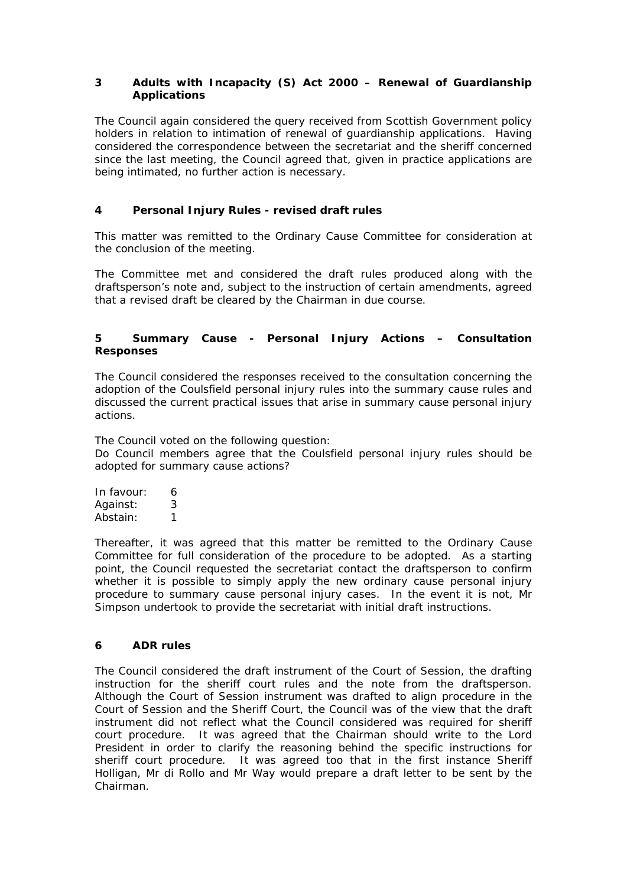### 3 Adults with Incapacity (S) Act 2000 – Renewal of Guardianship Applications

The Council again considered the query received from Scottish Government policy holders in relation to intimation of renewal of guardianship applications. Having considered the correspondence between the secretariat and the sheriff concerned since the last meeting, the Council agreed that, given in practice applications are being intimated, no further action is necessary.

### 4 Personal Injury Rules - revised draft rules

This matter was remitted to the Ordinary Cause Committee for consideration at the conclusion of the meeting.

The Committee met and considered the draft rules produced along with the draftsperson's note and, subject to the instruction of certain amendments, agreed that a revised draft be cleared by the Chairman in due course.

### 5 Summary Cause - Personal Injury Actions – Consultation Responses

The Council considered the responses received to the consultation concerning the adoption of the Coulsfield personal injury rules into the summary cause rules and discussed the current practical issues that arise in summary cause personal injury actions.

The Council voted on the following question:
Do Council members agree that the Coulsfield personal injury rules should be adopted for summary cause actions?

In favour: 6
Against: 3
Abstain: 1

Thereafter, it was agreed that this matter be remitted to the Ordinary Cause Committee for full consideration of the procedure to be adopted. As a starting point, the Council requested the secretariat contact the draftsperson to confirm whether it is possible to simply apply the new ordinary cause personal injury procedure to summary cause personal injury cases. In the event it is not, Mr Simpson undertook to provide the secretariat with initial draft instructions.

### 6 ADR rules

The Council considered the draft instrument of the Court of Session, the drafting instruction for the sheriff court rules and the note from the draftsperson. Although the Court of Session instrument was drafted to align procedure in the Court of Session and the Sheriff Court, the Council was of the view that the draft instrument did not reflect what the Council considered was required for sheriff court procedure. It was agreed that the Chairman should write to the Lord President in order to clarify the reasoning behind the specific instructions for sheriff court procedure. It was agreed too that in the first instance Sheriff Holligan, Mr di Rollo and Mr Way would prepare a draft letter to be sent by the Chairman.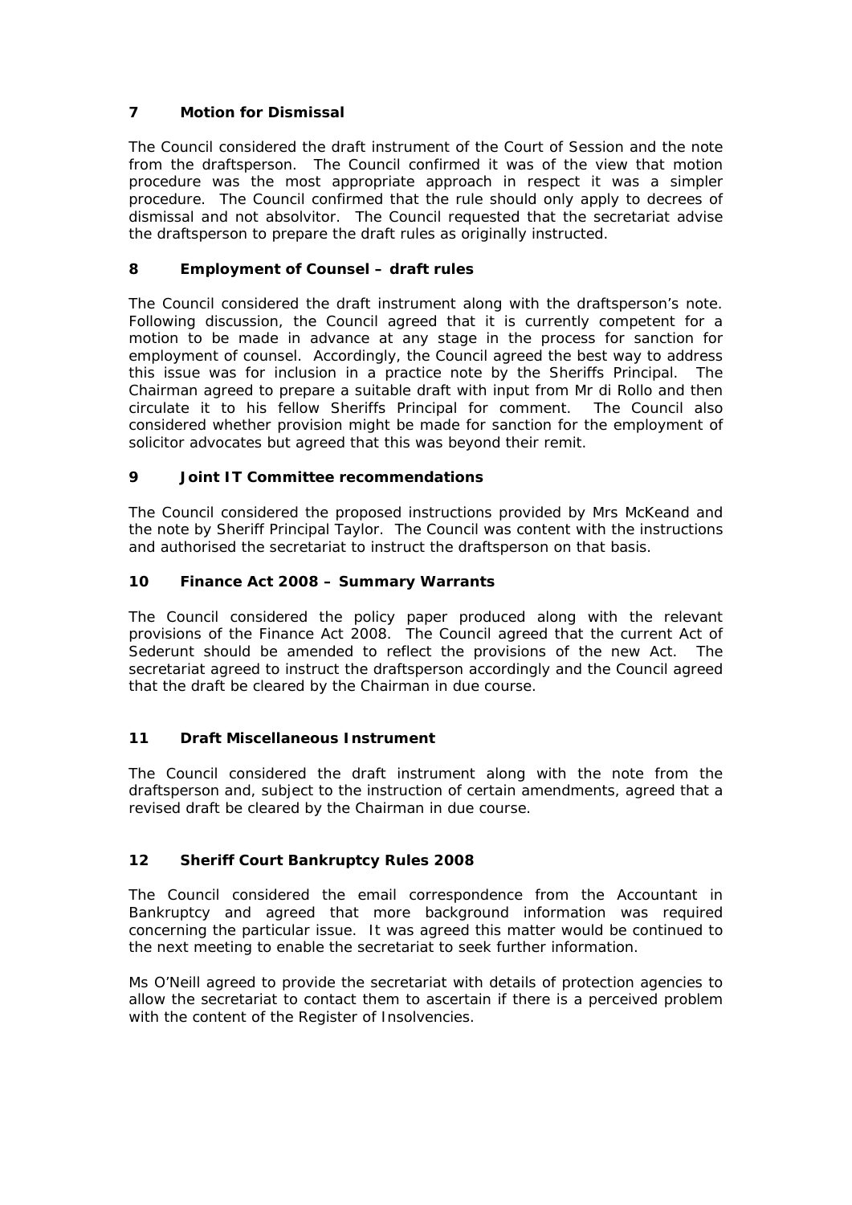## 7 Motion for Dismissal

The Council considered the draft instrument of the Court of Session and the note from the draftsperson. The Council confirmed it was of the view that motion procedure was the most appropriate approach in respect it was a simpler procedure. The Council confirmed that the rule should only apply to decrees of dismissal and not absolvitor. The Council requested that the secretariat advise the draftsperson to prepare the draft rules as originally instructed.

## 8 Employment of Counsel – draft rules

The Council considered the draft instrument along with the draftsperson's note. Following discussion, the Council agreed that it is currently competent for a motion to be made in advance at any stage in the process for sanction for employment of counsel. Accordingly, the Council agreed the best way to address this issue was for inclusion in a practice note by the Sheriffs Principal. The Chairman agreed to prepare a suitable draft with input from Mr di Rollo and then circulate it to his fellow Sheriffs Principal for comment. The Council also considered whether provision might be made for sanction for the employment of solicitor advocates but agreed that this was beyond their remit.

## 9 Joint IT Committee recommendations

The Council considered the proposed instructions provided by Mrs McKeand and the note by Sheriff Principal Taylor. The Council was content with the instructions and authorised the secretariat to instruct the draftsperson on that basis.

## 10 Finance Act 2008 – Summary Warrants

The Council considered the policy paper produced along with the relevant provisions of the Finance Act 2008. The Council agreed that the current Act of Sederunt should be amended to reflect the provisions of the new Act. The secretariat agreed to instruct the draftsperson accordingly and the Council agreed that the draft be cleared by the Chairman in due course.

## 11 Draft Miscellaneous Instrument

The Council considered the draft instrument along with the note from the draftsperson and, subject to the instruction of certain amendments, agreed that a revised draft be cleared by the Chairman in due course.

## 12 Sheriff Court Bankruptcy Rules 2008

The Council considered the email correspondence from the Accountant in Bankruptcy and agreed that more background information was required concerning the particular issue. It was agreed this matter would be continued to the next meeting to enable the secretariat to seek further information.

Ms O'Neill agreed to provide the secretariat with details of protection agencies to allow the secretariat to contact them to ascertain if there is a perceived problem with the content of the Register of Insolvencies.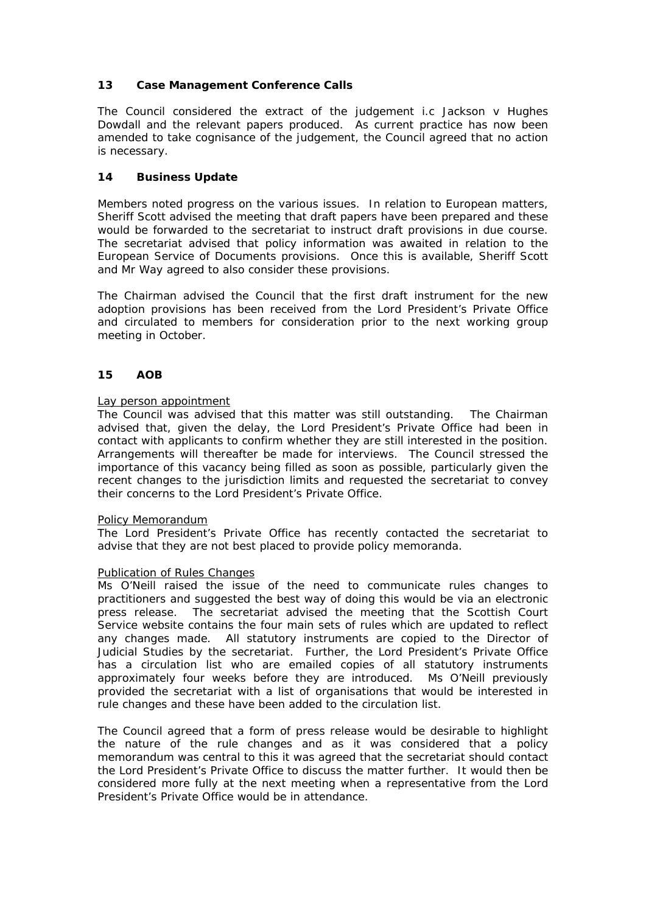## 13 Case Management Conference Calls

The Council considered the extract of the judgement i.c Jackson v Hughes Dowdall and the relevant papers produced. As current practice has now been amended to take cognisance of the judgement, the Council agreed that no action is necessary.

## 14 Business Update

Members noted progress on the various issues. In relation to European matters, Sheriff Scott advised the meeting that draft papers have been prepared and these would be forwarded to the secretariat to instruct draft provisions in due course. The secretariat advised that policy information was awaited in relation to the European Service of Documents provisions. Once this is available, Sheriff Scott and Mr Way agreed to also consider these provisions.

The Chairman advised the Council that the first draft instrument for the new adoption provisions has been received from the Lord President's Private Office and circulated to members for consideration prior to the next working group meeting in October.

## 15 AOB

Lay person appointment

The Council was advised that this matter was still outstanding. The Chairman advised that, given the delay, the Lord President's Private Office had been in contact with applicants to confirm whether they are still interested in the position. Arrangements will thereafter be made for interviews. The Council stressed the importance of this vacancy being filled as soon as possible, particularly given the recent changes to the jurisdiction limits and requested the secretariat to convey their concerns to the Lord President's Private Office.

Policy Memorandum

The Lord President's Private Office has recently contacted the secretariat to advise that they are not best placed to provide policy memoranda.

Publication of Rules Changes

Ms O'Neill raised the issue of the need to communicate rules changes to practitioners and suggested the best way of doing this would be via an electronic press release. The secretariat advised the meeting that the Scottish Court Service website contains the four main sets of rules which are updated to reflect any changes made. All statutory instruments are copied to the Director of Judicial Studies by the secretariat. Further, the Lord President's Private Office has a circulation list who are emailed copies of all statutory instruments approximately four weeks before they are introduced. Ms O'Neill previously provided the secretariat with a list of organisations that would be interested in rule changes and these have been added to the circulation list.

The Council agreed that a form of press release would be desirable to highlight the nature of the rule changes and as it was considered that a policy memorandum was central to this it was agreed that the secretariat should contact the Lord President's Private Office to discuss the matter further. It would then be considered more fully at the next meeting when a representative from the Lord President's Private Office would be in attendance.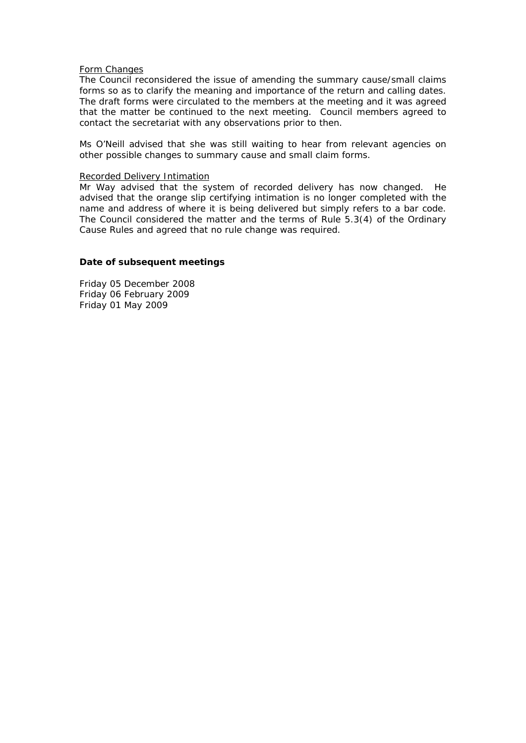Form Changes

The Council reconsidered the issue of amending the summary cause/small claims forms so as to clarify the meaning and importance of the return and calling dates. The draft forms were circulated to the members at the meeting and it was agreed that the matter be continued to the next meeting. Council members agreed to contact the secretariat with any observations prior to then.

Ms O'Neill advised that she was still waiting to hear from relevant agencies on other possible changes to summary cause and small claim forms.

Recorded Delivery Intimation

Mr Way advised that the system of recorded delivery has now changed. He advised that the orange slip certifying intimation is no longer completed with the name and address of where it is being delivered but simply refers to a bar code. The Council considered the matter and the terms of Rule 5.3(4) of the Ordinary Cause Rules and agreed that no rule change was required.

**Date of subsequent meetings**

Friday 05 December 2008
Friday 06 February 2009
Friday 01 May 2009